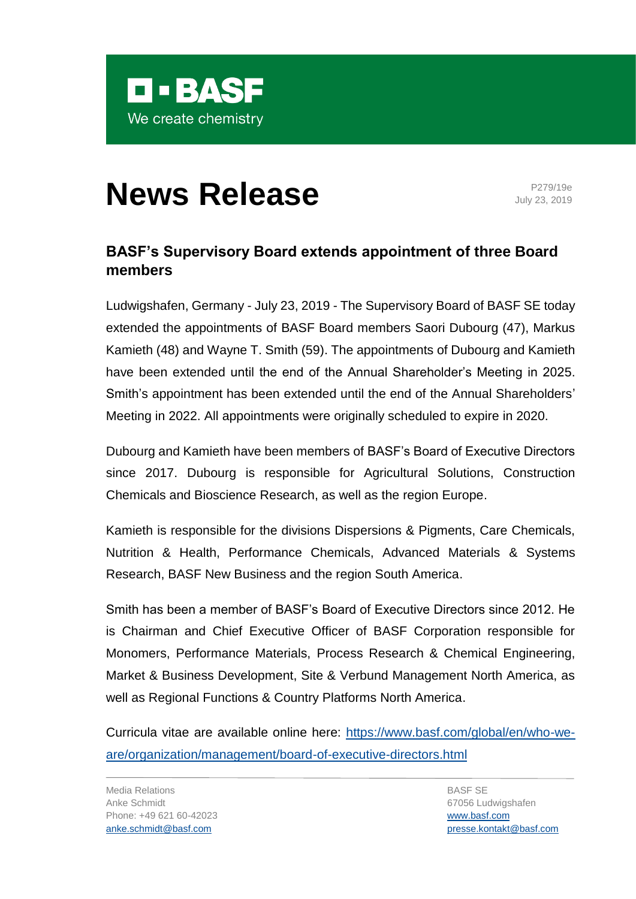BASF
We create chemistry

# News Release

P279/19e
July 23, 2019

## BASF's Supervisory Board extends appointment of three Board members

Ludwigshafen, Germany - July 23, 2019 - The Supervisory Board of BASF SE today extended the appointments of BASF Board members Saori Dubourg (47), Markus Kamieth (48) and Wayne T. Smith (59). The appointments of Dubourg and Kamieth have been extended until the end of the Annual Shareholder's Meeting in 2025. Smith's appointment has been extended until the end of the Annual Shareholders' Meeting in 2022. All appointments were originally scheduled to expire in 2020.

Dubourg and Kamieth have been members of BASF's Board of Executive Directors since 2017. Dubourg is responsible for Agricultural Solutions, Construction Chemicals and Bioscience Research, as well as the region Europe.

Kamieth is responsible for the divisions Dispersions & Pigments, Care Chemicals, Nutrition & Health, Performance Chemicals, Advanced Materials & Systems Research, BASF New Business and the region South America.

Smith has been a member of BASF's Board of Executive Directors since 2012. He is Chairman and Chief Executive Officer of BASF Corporation responsible for Monomers, Performance Materials, Process Research & Chemical Engineering, Market & Business Development, Site & Verbund Management North America, as well as Regional Functions & Country Platforms North America.

Curricula vitae are available online here: https://www.basf.com/global/en/who-we-are/organization/management/board-of-executive-directors.html

Media Relations
Anke Schmidt
Phone: +49 621 60-42023
anke.schmidt@basf.com

BASF SE
67056 Ludwigshafen
www.basf.com
presse.kontakt@basf.com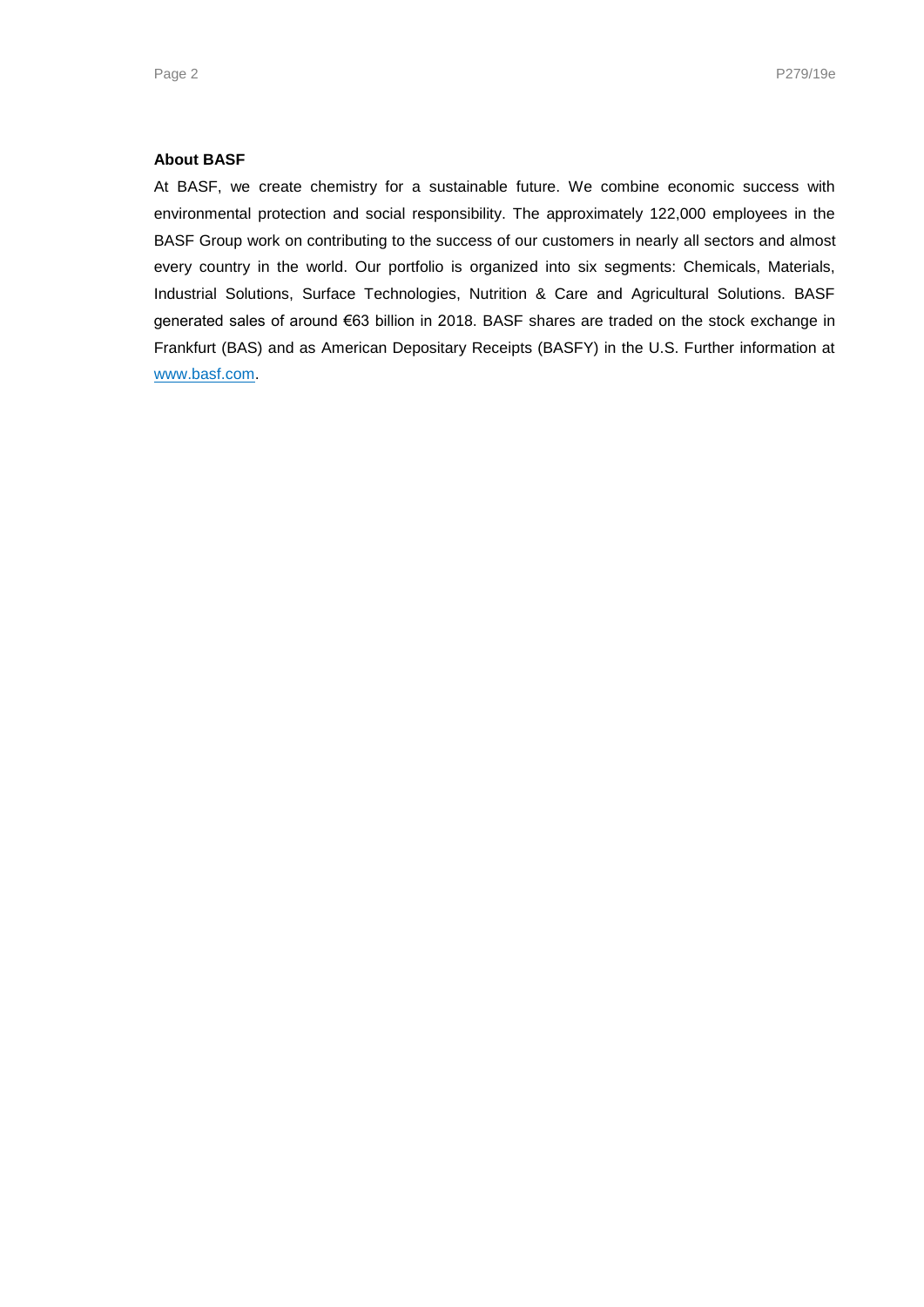**About BASF**

At BASF, we create chemistry for a sustainable future. We combine economic success with environmental protection and social responsibility. The approximately 122,000 employees in the BASF Group work on contributing to the success of our customers in nearly all sectors and almost every country in the world. Our portfolio is organized into six segments: Chemicals, Materials, Industrial Solutions, Surface Technologies, Nutrition & Care and Agricultural Solutions. BASF generated sales of around €63 billion in 2018. BASF shares are traded on the stock exchange in Frankfurt (BAS) and as American Depositary Receipts (BASFY) in the U.S. Further information at www.basf.com.